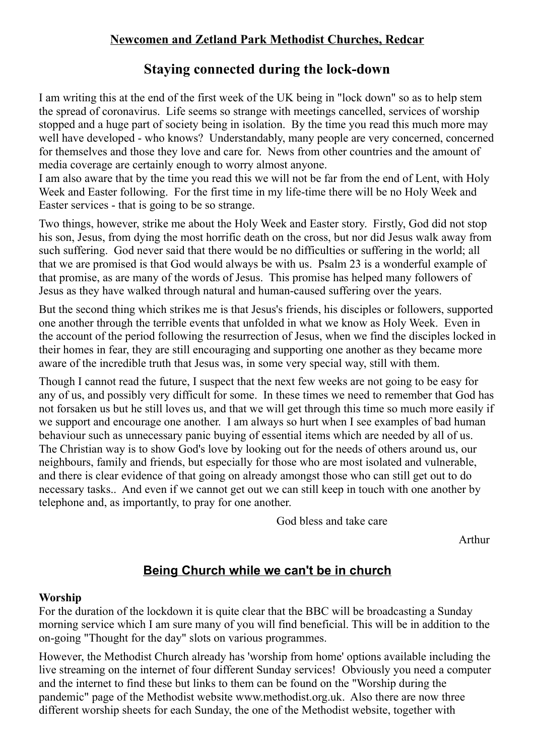**Newcomen and Zetland Park Methodist Churches, Redcar**

# Staying connected during the lock-down

I am writing this at the end of the first week of the UK being in "lock down" so as to help stem the spread of coronavirus. Life seems so strange with meetings cancelled, services of worship stopped and a huge part of society being in isolation. By the time you read this much more may well have developed - who knows? Understandably, many people are very concerned, concerned for themselves and those they love and care for. News from other countries and the amount of media coverage are certainly enough to worry almost anyone.
I am also aware that by the time you read this we will not be far from the end of Lent, with Holy Week and Easter following. For the first time in my life-time there will be no Holy Week and Easter services - that is going to be so strange.

Two things, however, strike me about the Holy Week and Easter story. Firstly, God did not stop his son, Jesus, from dying the most horrific death on the cross, but nor did Jesus walk away from such suffering. God never said that there would be no difficulties or suffering in the world; all that we are promised is that God would always be with us. Psalm 23 is a wonderful example of that promise, as are many of the words of Jesus. This promise has helped many followers of Jesus as they have walked through natural and human-caused suffering over the years.

But the second thing which strikes me is that Jesus's friends, his disciples or followers, supported one another through the terrible events that unfolded in what we know as Holy Week. Even in the account of the period following the resurrection of Jesus, when we find the disciples locked in their homes in fear, they are still encouraging and supporting one another as they became more aware of the incredible truth that Jesus was, in some very special way, still with them.

Though I cannot read the future, I suspect that the next few weeks are not going to be easy for any of us, and possibly very difficult for some. In these times we need to remember that God has not forsaken us but he still loves us, and that we will get through this time so much more easily if we support and encourage one another. I am always so hurt when I see examples of bad human behaviour such as unnecessary panic buying of essential items which are needed by all of us. The Christian way is to show God's love by looking out for the needs of others around us, our neighbours, family and friends, but especially for those who are most isolated and vulnerable, and there is clear evidence of that going on already amongst those who can still get out to do necessary tasks.. And even if we cannot get out we can still keep in touch with one another by telephone and, as importantly, to pray for one another.

God bless and take care

Arthur

## Being Church while we can't be in church

**Worship**
For the duration of the lockdown it is quite clear that the BBC will be broadcasting a Sunday morning service which I am sure many of you will find beneficial. This will be in addition to the on-going "Thought for the day" slots on various programmes.

However, the Methodist Church already has 'worship from home' options available including the live streaming on the internet of four different Sunday services! Obviously you need a computer and the internet to find these but links to them can be found on the "Worship during the pandemic" page of the Methodist website www.methodist.org.uk. Also there are now three different worship sheets for each Sunday, the one of the Methodist website, together with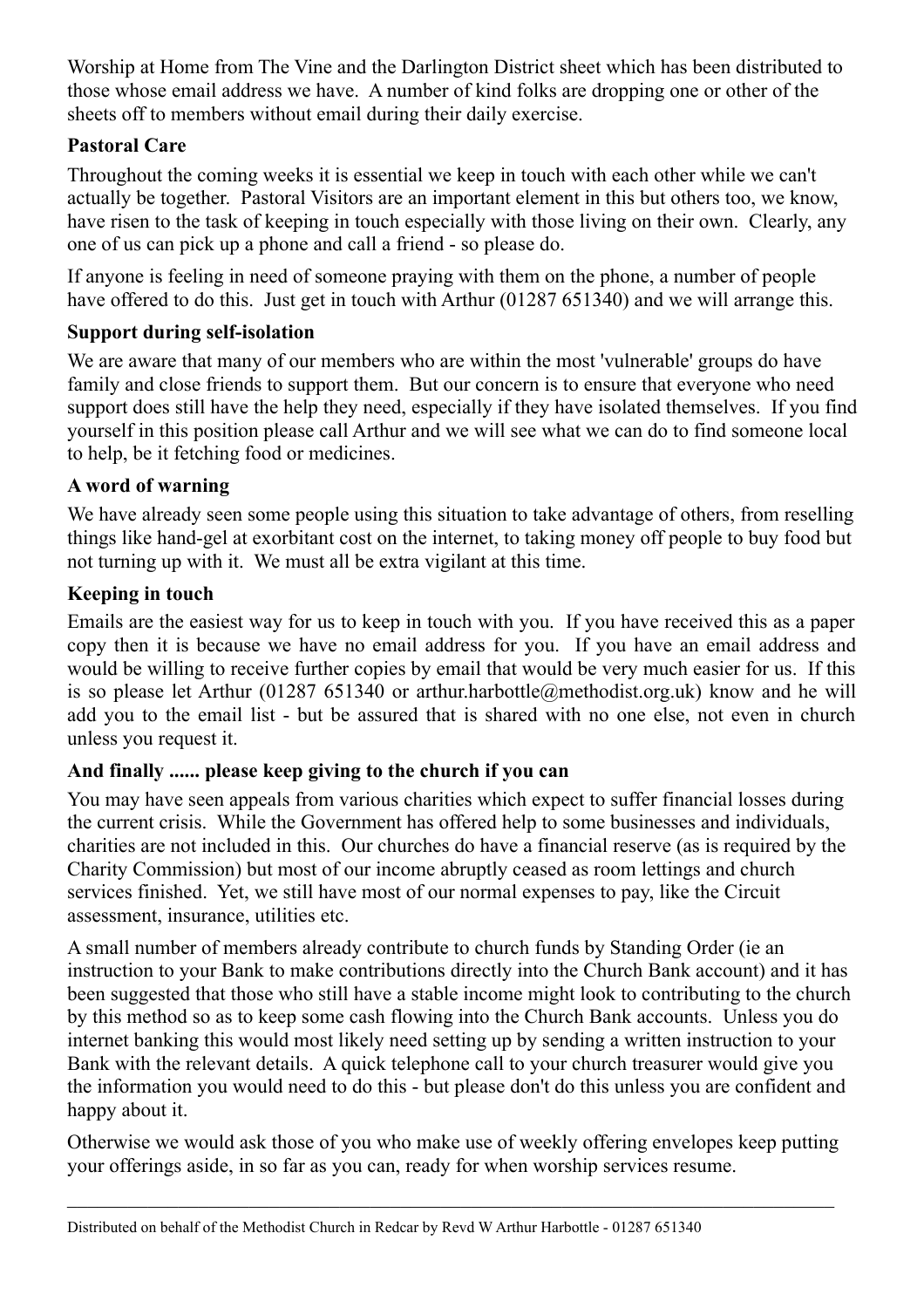Worship at Home from The Vine and the Darlington District sheet which has been distributed to those whose email address we have. A number of kind folks are dropping one or other of the sheets off to members without email during their daily exercise.

**Pastoral Care**

Throughout the coming weeks it is essential we keep in touch with each other while we can't actually be together. Pastoral Visitors are an important element in this but others too, we know, have risen to the task of keeping in touch especially with those living on their own. Clearly, any one of us can pick up a phone and call a friend - so please do.

If anyone is feeling in need of someone praying with them on the phone, a number of people have offered to do this. Just get in touch with Arthur (01287 651340) and we will arrange this.

**Support during self-isolation**

We are aware that many of our members who are within the most 'vulnerable' groups do have family and close friends to support them. But our concern is to ensure that everyone who need support does still have the help they need, especially if they have isolated themselves. If you find yourself in this position please call Arthur and we will see what we can do to find someone local to help, be it fetching food or medicines.

**A word of warning**

We have already seen some people using this situation to take advantage of others, from reselling things like hand-gel at exorbitant cost on the internet, to taking money off people to buy food but not turning up with it. We must all be extra vigilant at this time.

**Keeping in touch**

Emails are the easiest way for us to keep in touch with you. If you have received this as a paper copy then it is because we have no email address for you. If you have an email address and would be willing to receive further copies by email that would be very much easier for us. If this is so please let Arthur (01287 651340 or arthur.harbottle@methodist.org.uk) know and he will add you to the email list - but be assured that is shared with no one else, not even in church unless you request it.

**And finally ...... please keep giving to the church if you can**

You may have seen appeals from various charities which expect to suffer financial losses during the current crisis. While the Government has offered help to some businesses and individuals, charities are not included in this. Our churches do have a financial reserve (as is required by the Charity Commission) but most of our income abruptly ceased as room lettings and church services finished. Yet, we still have most of our normal expenses to pay, like the Circuit assessment, insurance, utilities etc.

A small number of members already contribute to church funds by Standing Order (ie an instruction to your Bank to make contributions directly into the Church Bank account) and it has been suggested that those who still have a stable income might look to contributing to the church by this method so as to keep some cash flowing into the Church Bank accounts. Unless you do internet banking this would most likely need setting up by sending a written instruction to your Bank with the relevant details. A quick telephone call to your church treasurer would give you the information you would need to do this - but please don't do this unless you are confident and happy about it.

Otherwise we would ask those of you who make use of weekly offering envelopes keep putting your offerings aside, in so far as you can, ready for when worship services resume.

---

Distributed on behalf of the Methodist Church in Redcar by Revd W Arthur Harbottle - 01287 651340